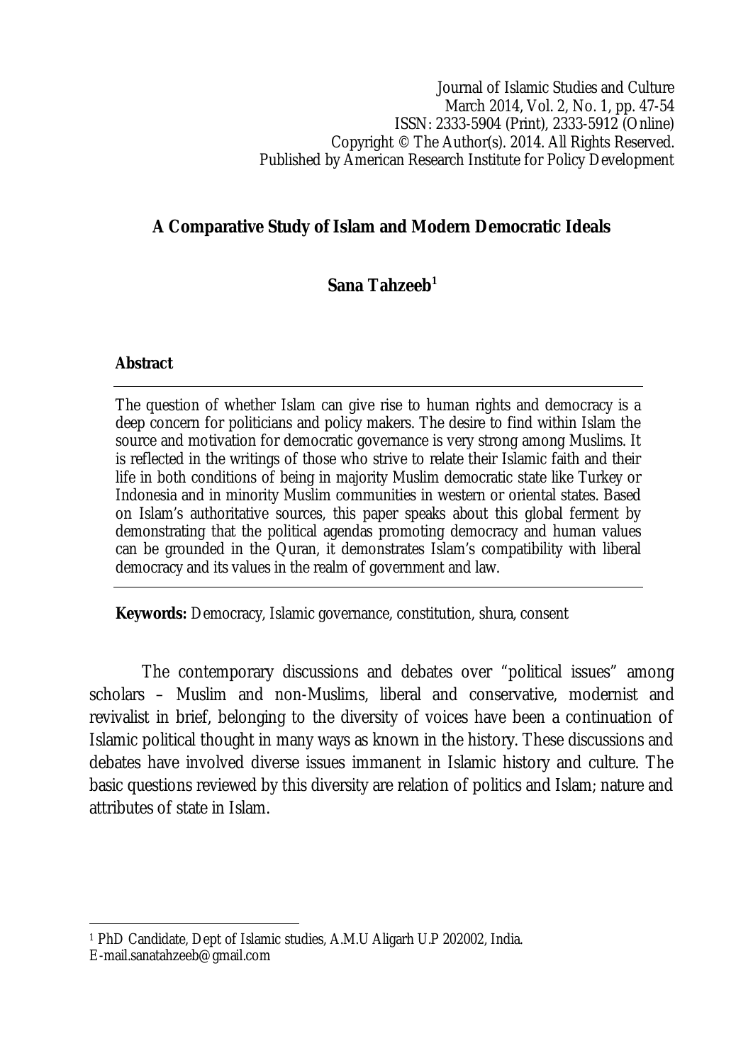Journal of Islamic Studies and Culture
March 2014, Vol. 2, No. 1, pp. 47-54
ISSN: 2333-5904 (Print), 2333-5912 (Online)
Copyright © The Author(s). 2014. All Rights Reserved.
Published by American Research Institute for Policy Development

# A Comparative Study of Islam and Modern Democratic Ideals

**Sana Tahzeeb**[1]

## Abstract

The question of whether Islam can give rise to human rights and democracy is a deep concern for politicians and policy makers. The desire to find within Islam the source and motivation for democratic governance is very strong among Muslims. It is reflected in the writings of those who strive to relate their Islamic faith and their life in both conditions of being in majority Muslim democratic state like Turkey or Indonesia and in minority Muslim communities in western or oriental states. Based on Islam's authoritative sources, this paper speaks about this global ferment by demonstrating that the political agendas promoting democracy and human values can be grounded in the Quran, it demonstrates Islam's compatibility with liberal democracy and its values in the realm of government and law.

**Keywords:** Democracy, Islamic governance, constitution, shura, consent

The contemporary discussions and debates over "political issues" among scholars – Muslim and non-Muslims, liberal and conservative, modernist and revivalist in brief, belonging to the diversity of voices have been a continuation of Islamic political thought in many ways as known in the history. These discussions and debates have involved diverse issues immanent in Islamic history and culture. The basic questions reviewed by this diversity are relation of politics and Islam; nature and attributes of state in Islam.

---

[1] PhD Candidate, Dept of Islamic studies, A.M.U Aligarh U.P 202002, India.
E-mail.sanatahzeeb@gmail.com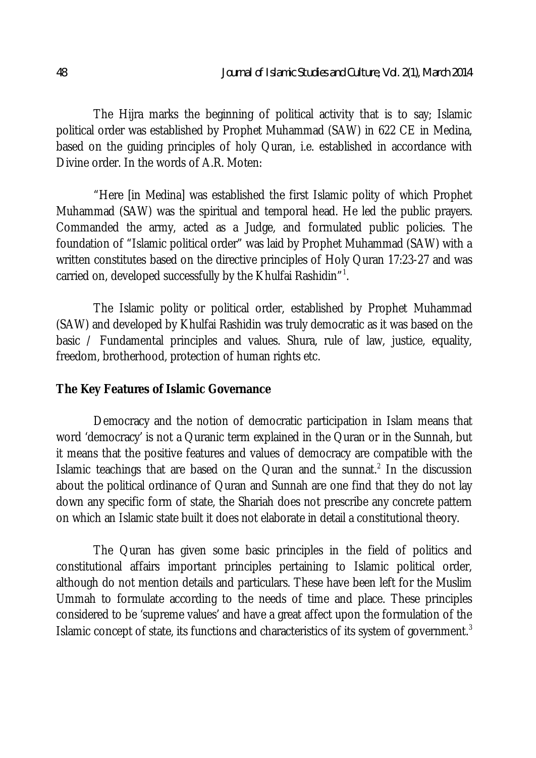The Hijra marks the beginning of political activity that is to say; Islamic political order was established by Prophet Muhammad (SAW) in 622 CE in Medina, based on the guiding principles of holy Quran, i.e. established in accordance with Divine order. In the words of A.R. Moten:

"Here [in Medina] was established the first Islamic polity of which Prophet Muhammad (SAW) was the spiritual and temporal head. He led the public prayers. Commanded the army, acted as a Judge, and formulated public policies. The foundation of "Islamic political order" was laid by Prophet Muhammad (SAW) with a written constitutes based on the directive principles of Holy Quran 17:23-27 and was carried on, developed successfully by the Khulfai Rashidin"[1].

The Islamic polity or political order, established by Prophet Muhammad (SAW) and developed by Khulfai Rashidin was truly democratic as it was based on the basic / Fundamental principles and values. Shura, rule of law, justice, equality, freedom, brotherhood, protection of human rights etc.

## The Key Features of Islamic Governance

Democracy and the notion of democratic participation in Islam means that word 'democracy' is not a Quranic term explained in the Quran or in the Sunnah, but it means that the positive features and values of democracy are compatible with the Islamic teachings that are based on the Quran and the sunnat.[2] In the discussion about the political ordinance of Quran and Sunnah are one find that they do not lay down any specific form of state, the Shariah does not prescribe any concrete pattern on which an Islamic state built it does not elaborate in detail a constitutional theory.

The Quran has given some basic principles in the field of politics and constitutional affairs important principles pertaining to Islamic political order, although do not mention details and particulars. These have been left for the Muslim Ummah to formulate according to the needs of time and place. These principles considered to be 'supreme values' and have a great affect upon the formulation of the Islamic concept of state, its functions and characteristics of its system of government.[3]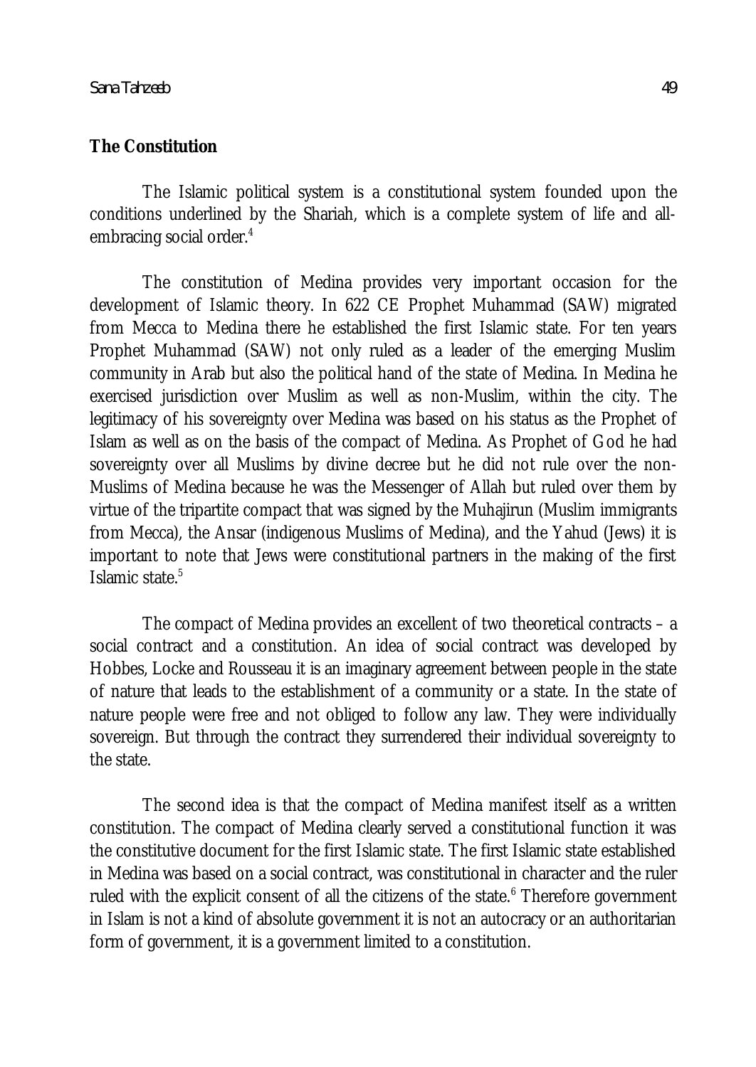**The Constitution**

The Islamic political system is a constitutional system founded upon the conditions underlined by the Shariah, which is a complete system of life and all-embracing social order.[4]

The constitution of Medina provides very important occasion for the development of Islamic theory. In 622 CE Prophet Muhammad (SAW) migrated from Mecca to Medina there he established the first Islamic state. For ten years Prophet Muhammad (SAW) not only ruled as a leader of the emerging Muslim community in Arab but also the political hand of the state of Medina. In Medina he exercised jurisdiction over Muslim as well as non-Muslim, within the city. The legitimacy of his sovereignty over Medina was based on his status as the Prophet of Islam as well as on the basis of the compact of Medina. As Prophet of God he had sovereignty over all Muslims by divine decree but he did not rule over the non-Muslims of Medina because he was the Messenger of Allah but ruled over them by virtue of the tripartite compact that was signed by the Muhajirun (Muslim immigrants from Mecca), the Ansar (indigenous Muslims of Medina), and the Yahud (Jews) it is important to note that Jews were constitutional partners in the making of the first Islamic state.[5]

The compact of Medina provides an excellent of two theoretical contracts – a social contract and a constitution. An idea of social contract was developed by Hobbes, Locke and Rousseau it is an imaginary agreement between people in the state of nature that leads to the establishment of a community or a state. In the state of nature people were free and not obliged to follow any law. They were individually sovereign. But through the contract they surrendered their individual sovereignty to the state.

The second idea is that the compact of Medina manifest itself as a written constitution. The compact of Medina clearly served a constitutional function it was the constitutive document for the first Islamic state. The first Islamic state established in Medina was based on a social contract, was constitutional in character and the ruler ruled with the explicit consent of all the citizens of the state.[6] Therefore government in Islam is not a kind of absolute government it is not an autocracy or an authoritarian form of government, it is a government limited to a constitution.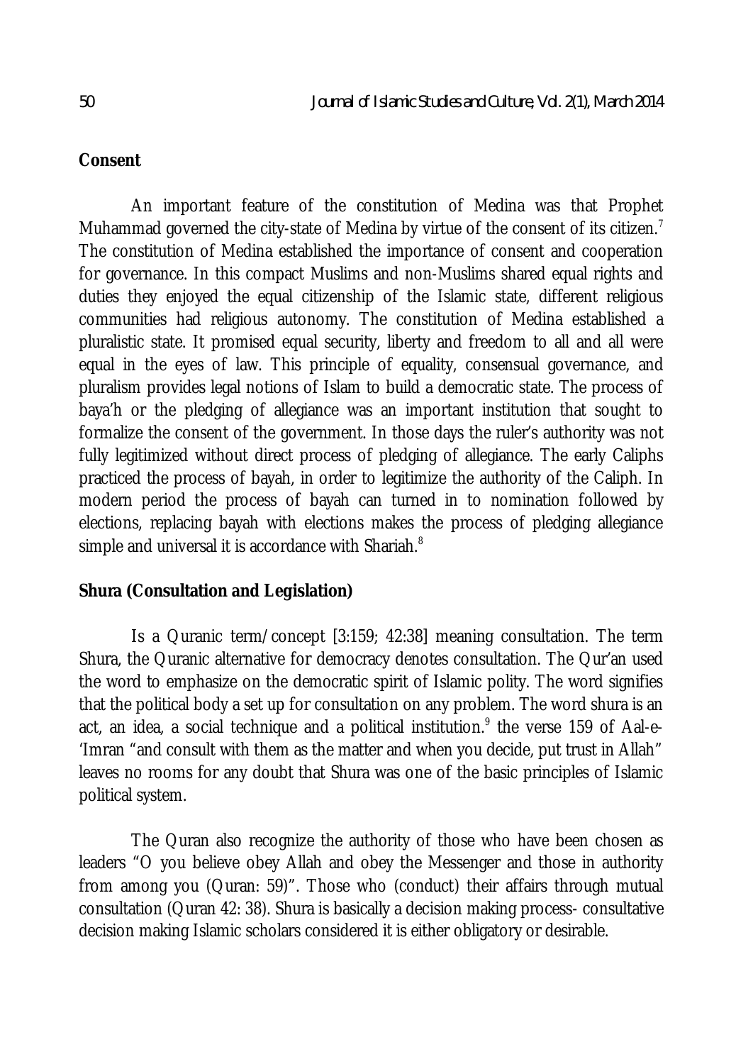**Consent**

An important feature of the constitution of Medina was that Prophet Muhammad governed the city-state of Medina by virtue of the consent of its citizen.[7] The constitution of Medina established the importance of consent and cooperation for governance. In this compact Muslims and non-Muslims shared equal rights and duties they enjoyed the equal citizenship of the Islamic state, different religious communities had religious autonomy. The constitution of Medina established a pluralistic state. It promised equal security, liberty and freedom to all and all were equal in the eyes of law. This principle of equality, consensual governance, and pluralism provides legal notions of Islam to build a democratic state. The process of baya'h or the pledging of allegiance was an important institution that sought to formalize the consent of the government. In those days the ruler's authority was not fully legitimized without direct process of pledging of allegiance. The early Caliphs practiced the process of bayah, in order to legitimize the authority of the Caliph. In modern period the process of bayah can turned in to nomination followed by elections, replacing bayah with elections makes the process of pledging allegiance simple and universal it is accordance with Shariah.[8]

**Shura (Consultation and Legislation)**

Is a Quranic term/concept [3:159; 42:38] meaning consultation. The term Shura, the Quranic alternative for democracy denotes consultation. The Qur'an used the word to emphasize on the democratic spirit of Islamic polity. The word signifies that the political body a set up for consultation on any problem. The word shura is an act, an idea, a social technique and a political institution.[9] the verse 159 of Aal-e-'Imran "and consult with them as the matter and when you decide, put trust in Allah" leaves no rooms for any doubt that Shura was one of the basic principles of Islamic political system.

The Quran also recognize the authority of those who have been chosen as leaders "O you believe obey Allah and obey the Messenger and those in authority from among you (Quran: 59)". Those who (conduct) their affairs through mutual consultation (Quran 42: 38). Shura is basically a decision making process- consultative decision making Islamic scholars considered it is either obligatory or desirable.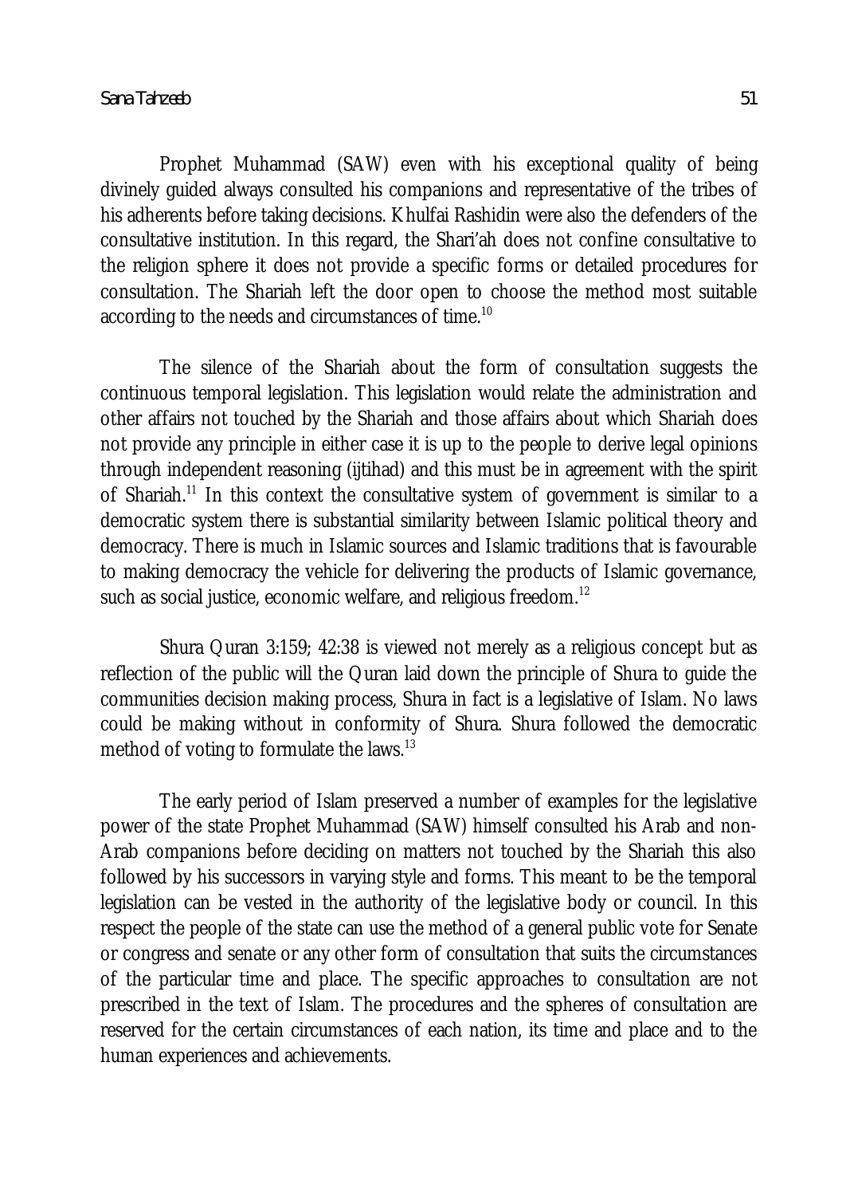Prophet Muhammad (SAW) even with his exceptional quality of being divinely guided always consulted his companions and representative of the tribes of his adherents before taking decisions. Khulfai Rashidin were also the defenders of the consultative institution. In this regard, the Shari'ah does not confine consultative to the religion sphere it does not provide a specific forms or detailed procedures for consultation. The Shariah left the door open to choose the method most suitable according to the needs and circumstances of time.[10]

The silence of the Shariah about the form of consultation suggests the continuous temporal legislation. This legislation would relate the administration and other affairs not touched by the Shariah and those affairs about which Shariah does not provide any principle in either case it is up to the people to derive legal opinions through independent reasoning (ijtihad) and this must be in agreement with the spirit of Shariah.[11] In this context the consultative system of government is similar to a democratic system there is substantial similarity between Islamic political theory and democracy. There is much in Islamic sources and Islamic traditions that is favourable to making democracy the vehicle for delivering the products of Islamic governance, such as social justice, economic welfare, and religious freedom.[12]

Shura Quran 3:159; 42:38 is viewed not merely as a religious concept but as reflection of the public will the Quran laid down the principle of Shura to guide the communities decision making process, Shura in fact is a legislative of Islam. No laws could be making without in conformity of Shura. Shura followed the democratic method of voting to formulate the laws.[13]

The early period of Islam preserved a number of examples for the legislative power of the state Prophet Muhammad (SAW) himself consulted his Arab and non-Arab companions before deciding on matters not touched by the Shariah this also followed by his successors in varying style and forms. This meant to be the temporal legislation can be vested in the authority of the legislative body or council. In this respect the people of the state can use the method of a general public vote for Senate or congress and senate or any other form of consultation that suits the circumstances of the particular time and place. The specific approaches to consultation are not prescribed in the text of Islam. The procedures and the spheres of consultation are reserved for the certain circumstances of each nation, its time and place and to the human experiences and achievements.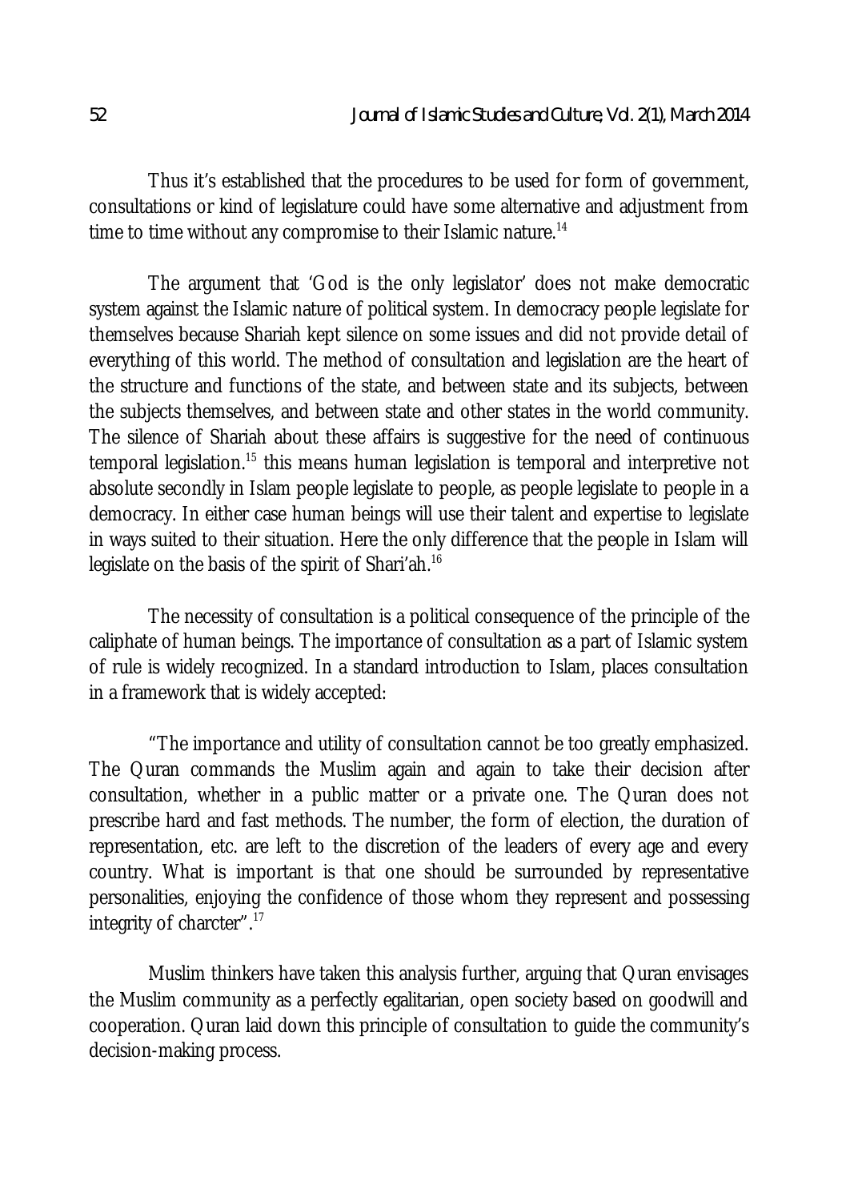Thus it's established that the procedures to be used for form of government, consultations or kind of legislature could have some alternative and adjustment from time to time without any compromise to their Islamic nature.[14]

The argument that 'God is the only legislator' does not make democratic system against the Islamic nature of political system. In democracy people legislate for themselves because Shariah kept silence on some issues and did not provide detail of everything of this world. The method of consultation and legislation are the heart of the structure and functions of the state, and between state and its subjects, between the subjects themselves, and between state and other states in the world community. The silence of Shariah about these affairs is suggestive for the need of continuous temporal legislation.[15] this means human legislation is temporal and interpretive not absolute secondly in Islam people legislate to people, as people legislate to people in a democracy. In either case human beings will use their talent and expertise to legislate in ways suited to their situation. Here the only difference that the people in Islam will legislate on the basis of the spirit of Shari'ah.[16]

The necessity of consultation is a political consequence of the principle of the caliphate of human beings. The importance of consultation as a part of Islamic system of rule is widely recognized. In a standard introduction to Islam, places consultation in a framework that is widely accepted:

"The importance and utility of consultation cannot be too greatly emphasized. The Quran commands the Muslim again and again to take their decision after consultation, whether in a public matter or a private one. The Quran does not prescribe hard and fast methods. The number, the form of election, the duration of representation, etc. are left to the discretion of the leaders of every age and every country. What is important is that one should be surrounded by representative personalities, enjoying the confidence of those whom they represent and possessing integrity of charcter".[17]

Muslim thinkers have taken this analysis further, arguing that Quran envisages the Muslim community as a perfectly egalitarian, open society based on goodwill and cooperation. Quran laid down this principle of consultation to guide the community's decision-making process.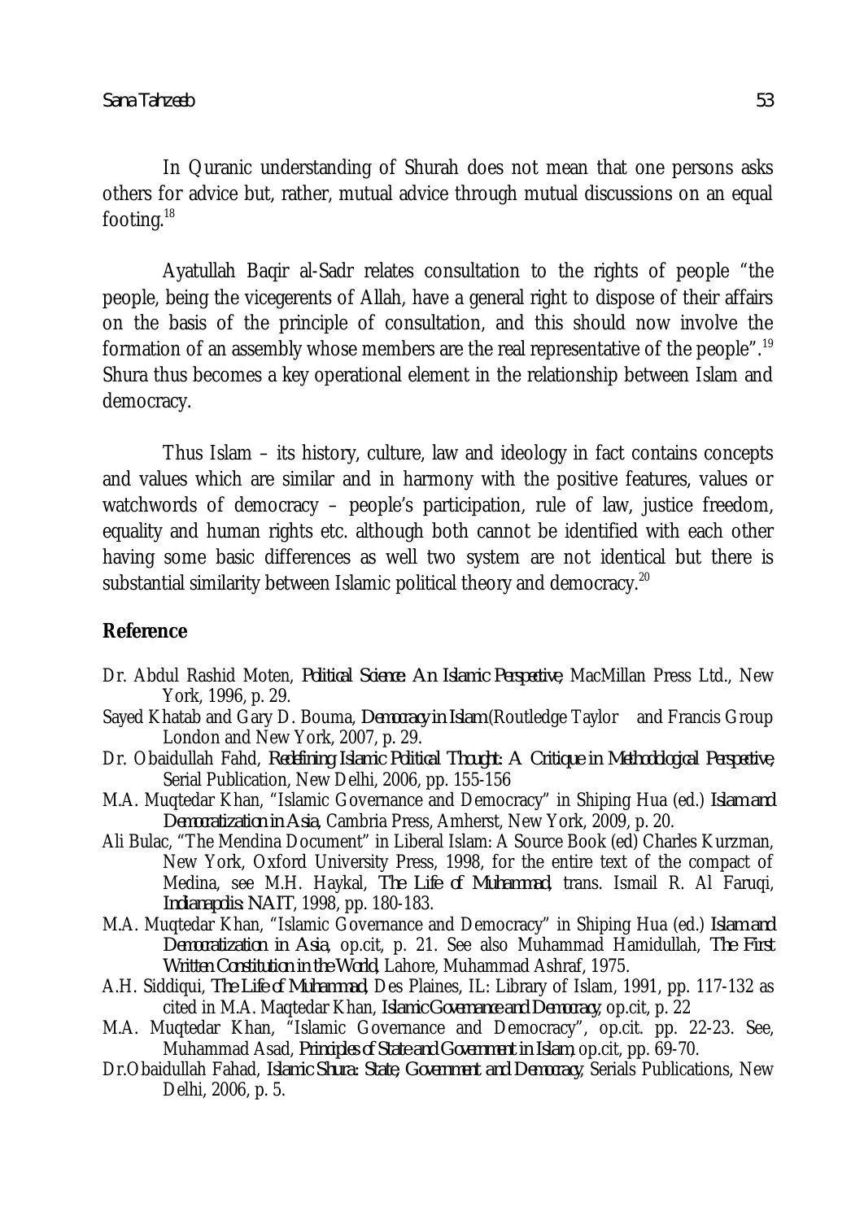In Quranic understanding of Shurah does not mean that one persons asks others for advice but, rather, mutual advice through mutual discussions on an equal footing.[18]

Ayatullah Baqir al-Sadr relates consultation to the rights of people "the people, being the vicegerents of Allah, have a general right to dispose of their affairs on the basis of the principle of consultation, and this should now involve the formation of an assembly whose members are the real representative of the people".[19] Shura thus becomes a key operational element in the relationship between Islam and democracy.

Thus Islam – its history, culture, law and ideology in fact contains concepts and values which are similar and in harmony with the positive features, values or watchwords of democracy – people's participation, rule of law, justice freedom, equality and human rights etc. although both cannot be identified with each other having some basic differences as well two system are not identical but there is substantial similarity between Islamic political theory and democracy.[20]

## Reference

Dr. Abdul Rashid Moten, *Political Science: An Islamic Perspective*, MacMillan Press Ltd., New York, 1996, p. 29.

Sayed Khatab and Gary D. Bouma, *Democracy in Islam* (Routledge Taylor and Francis Group London and New York, 2007, p. 29.

Dr. Obaidullah Fahd, *Redefining Islamic Political Thought: A Critique in Methodological Perspective*, Serial Publication, New Delhi, 2006, pp. 155-156

M.A. Muqtedar Khan, "Islamic Governance and Democracy" in Shiping Hua (ed.) *Islam and Democratization in Asia*, Cambria Press, Amherst, New York, 2009, p. 20.

Ali Bulac, "The Mendina Document" in Liberal Islam: A Source Book (ed) Charles Kurzman, New York, Oxford University Press, 1998, for the entire text of the compact of Medina, see M.H. Haykal, *The Life of Muhammad*, trans. Ismail R. Al Faruqi, *Indianapolis: NAIT*, 1998, pp. 180-183.

M.A. Muqtedar Khan, "Islamic Governance and Democracy" in Shiping Hua (ed.) *Islam and Democratization in Asia*, op.cit, p. 21. See also Muhammad Hamidullah, *The First Written Constitution in the World*, Lahore, Muhammad Ashraf, 1975.

A.H. Siddiqui, *The Life of Muhammad*, Des Plaines, IL: Library of Islam, 1991, pp. 117-132 as cited in M.A. Maqtedar Khan, *Islamic Governance and Democracy*, op.cit, p. 22

M.A. Muqtedar Khan, "Islamic Governance and Democracy", op.cit. pp. 22-23. See, Muhammad Asad, *Principles of State and Government in Islam*, op.cit, pp. 69-70.

Dr.Obaidullah Fahad, *Islamic Shura: State, Government and Democracy*, Serials Publications, New Delhi, 2006, p. 5.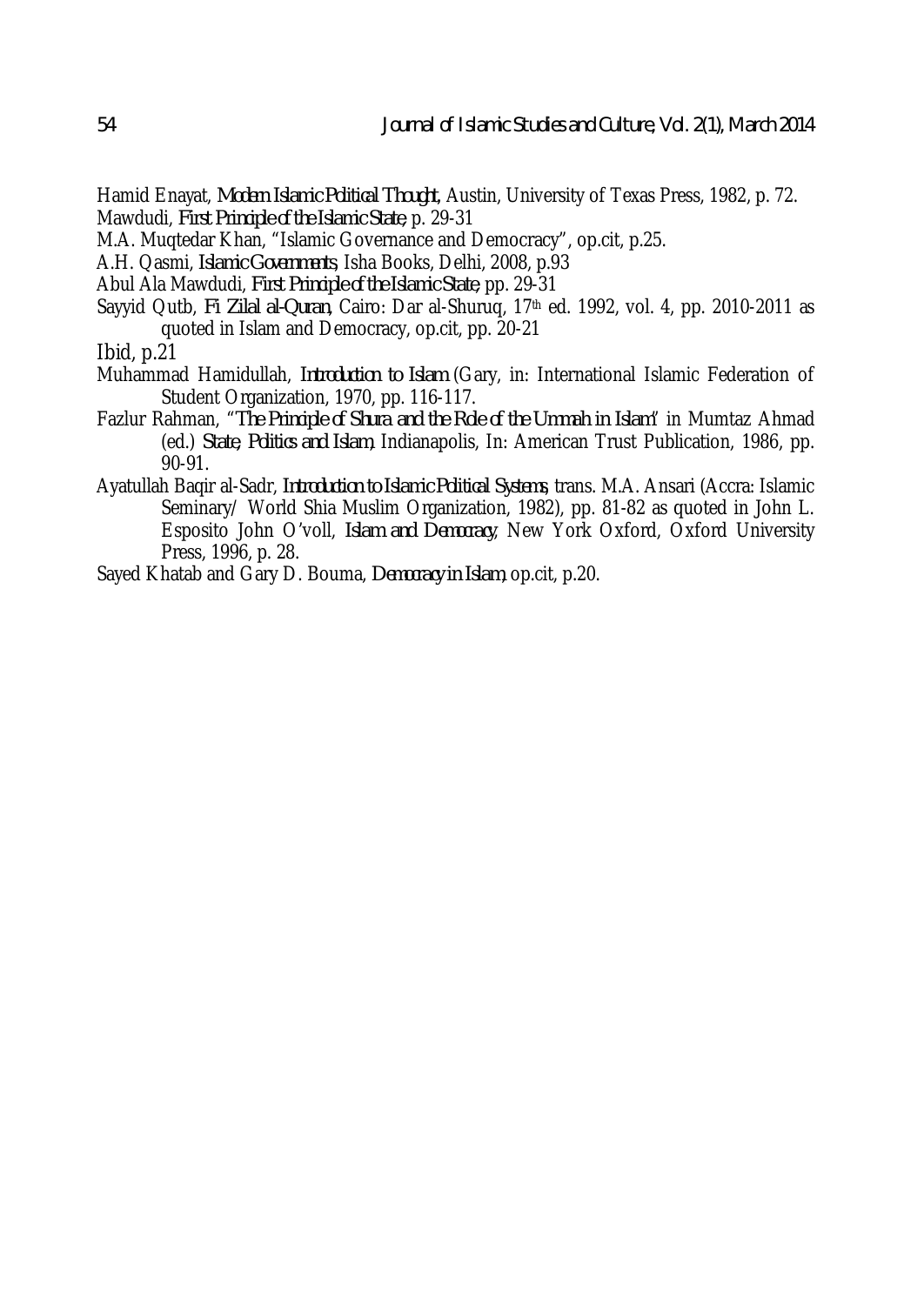Hamid Enayat, *Modern Islamic Political Thought*, Austin, University of Texas Press, 1982, p. 72.

Mawdudi, *First Principle of the Islamic State*, p. 29-31

M.A. Muqtedar Khan, "Islamic Governance and Democracy", op.cit, p.25.

A.H. Qasmi, *Islamic Governments*, Isha Books, Delhi, 2008, p.93

Abul Ala Mawdudi, *First Principle of the Islamic State*, pp. 29-31

Sayyid Qutb, *Fi Zilal al-Quran*, Cairo: Dar al-Shuruq, 17th ed. 1992, vol. 4, pp. 2010-2011 as quoted in Islam and Democracy, op.cit, pp. 20-21

Ibid, p.21

Muhammad Hamidullah, *Introduction to Islam* (Gary, in: International Islamic Federation of Student Organization, 1970, pp. 116-117.

Fazlur Rahman, "*The Principle of Shura and the Role of the Ummah in Islam*" in Mumtaz Ahmad (ed.) *State, Politics and Islam*, Indianapolis, In: American Trust Publication, 1986, pp. 90-91.

Ayatullah Baqir al-Sadr, *Introduction to Islamic Political Systems*, trans. M.A. Ansari (Accra: Islamic Seminary/ World Shia Muslim Organization, 1982), pp. 81-82 as quoted in John L. Esposito John O'voll, *Islam and Democracy*, New York Oxford, Oxford University Press, 1996, p. 28.

Sayed Khatab and Gary D. Bouma, *Democracy in Islam*, op.cit, p.20.